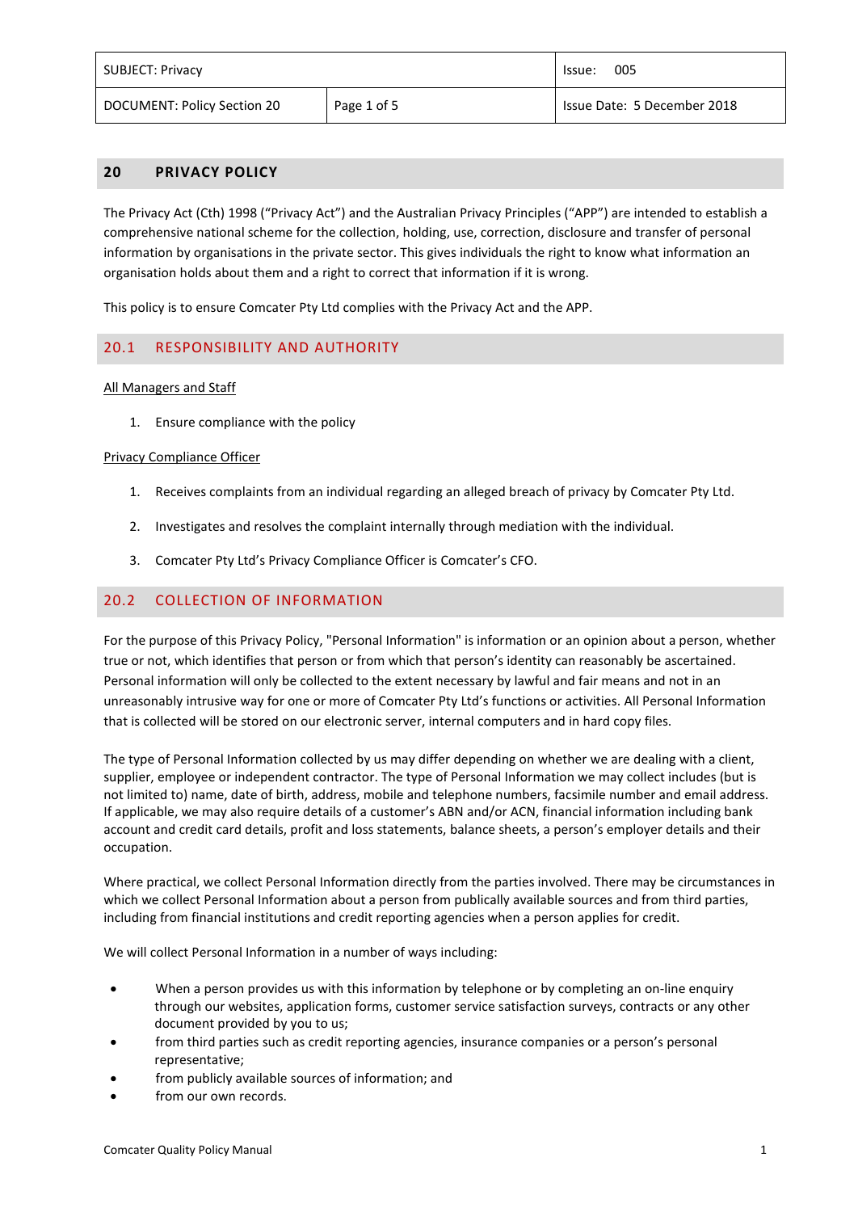| SUBJECT: Privacy | | Issue: 005 |
|---|---|---|
| DOCUMENT: Policy Section 20 | Page 1 of 5 | Issue Date: 5 December 2018 |

# 20 PRIVACY POLICY

The Privacy Act (Cth) 1998 ("Privacy Act") and the Australian Privacy Principles ("APP") are intended to establish a comprehensive national scheme for the collection, holding, use, correction, disclosure and transfer of personal information by organisations in the private sector. This gives individuals the right to know what information an organisation holds about them and a right to correct that information if it is wrong.

This policy is to ensure Comcater Pty Ltd complies with the Privacy Act and the APP.

## 20.1 RESPONSIBILITY AND AUTHORITY

All Managers and Staff

1. Ensure compliance with the policy

Privacy Compliance Officer

1. Receives complaints from an individual regarding an alleged breach of privacy by Comcater Pty Ltd.
2. Investigates and resolves the complaint internally through mediation with the individual.
3. Comcater Pty Ltd's Privacy Compliance Officer is Comcater's CFO.

## 20.2 COLLECTION OF INFORMATION

For the purpose of this Privacy Policy, "Personal Information" is information or an opinion about a person, whether true or not, which identifies that person or from which that person's identity can reasonably be ascertained. Personal information will only be collected to the extent necessary by lawful and fair means and not in an unreasonably intrusive way for one or more of Comcater Pty Ltd's functions or activities. All Personal Information that is collected will be stored on our electronic server, internal computers and in hard copy files.

The type of Personal Information collected by us may differ depending on whether we are dealing with a client, supplier, employee or independent contractor. The type of Personal Information we may collect includes (but is not limited to) name, date of birth, address, mobile and telephone numbers, facsimile number and email address. If applicable, we may also require details of a customer's ABN and/or ACN, financial information including bank account and credit card details, profit and loss statements, balance sheets, a person's employer details and their occupation.

Where practical, we collect Personal Information directly from the parties involved. There may be circumstances in which we collect Personal Information about a person from publically available sources and from third parties, including from financial institutions and credit reporting agencies when a person applies for credit.

We will collect Personal Information in a number of ways including:

- When a person provides us with this information by telephone or by completing an on-line enquiry through our websites, application forms, customer service satisfaction surveys, contracts or any other document provided by you to us;
- from third parties such as credit reporting agencies, insurance companies or a person's personal representative;
- from publicly available sources of information; and
- from our own records.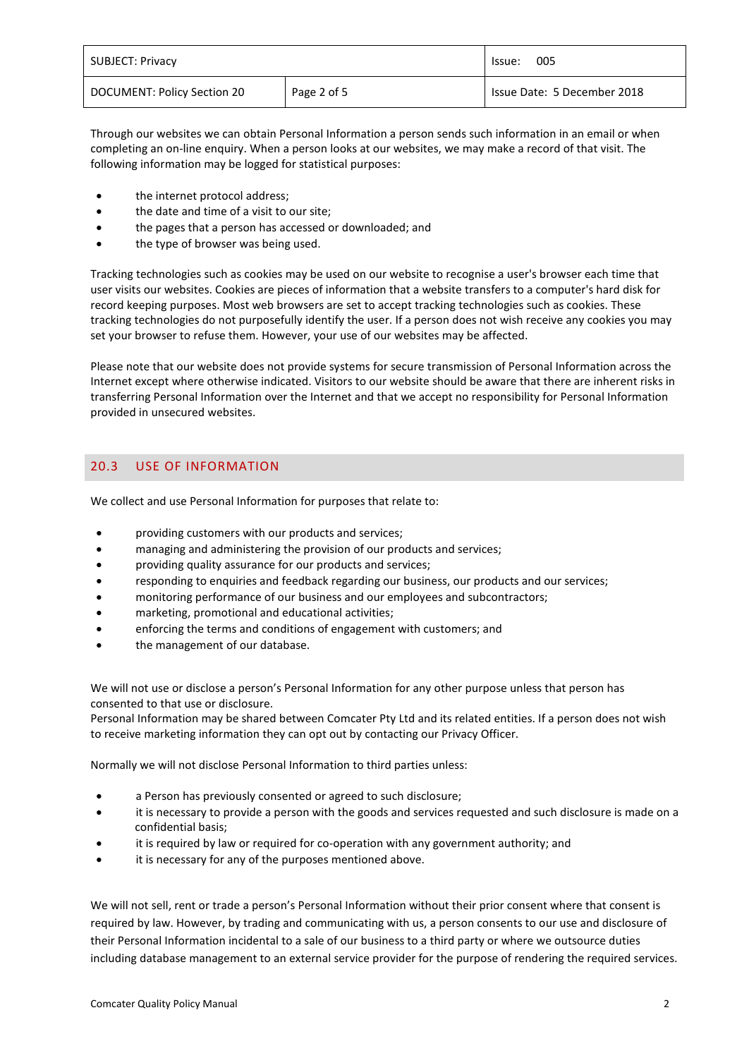Through our websites we can obtain Personal Information a person sends such information in an email or when completing an on-line enquiry. When a person looks at our websites, we may make a record of that visit. The following information may be logged for statistical purposes:

- the internet protocol address;
- the date and time of a visit to our site;
- the pages that a person has accessed or downloaded; and
- the type of browser was being used.

Tracking technologies such as cookies may be used on our website to recognise a user's browser each time that user visits our websites. Cookies are pieces of information that a website transfers to a computer's hard disk for record keeping purposes. Most web browsers are set to accept tracking technologies such as cookies. These tracking technologies do not purposefully identify the user. If a person does not wish receive any cookies you may set your browser to refuse them. However, your use of our websites may be affected.

Please note that our website does not provide systems for secure transmission of Personal Information across the Internet except where otherwise indicated. Visitors to our website should be aware that there are inherent risks in transferring Personal Information over the Internet and that we accept no responsibility for Personal Information provided in unsecured websites.

## 20.3 USE OF INFORMATION

We collect and use Personal Information for purposes that relate to:

- providing customers with our products and services;
- managing and administering the provision of our products and services;
- providing quality assurance for our products and services;
- responding to enquiries and feedback regarding our business, our products and our services;
- monitoring performance of our business and our employees and subcontractors;
- marketing, promotional and educational activities;
- enforcing the terms and conditions of engagement with customers; and
- the management of our database.

We will not use or disclose a person's Personal Information for any other purpose unless that person has consented to that use or disclosure.
Personal Information may be shared between Comcater Pty Ltd and its related entities. If a person does not wish to receive marketing information they can opt out by contacting our Privacy Officer.

Normally we will not disclose Personal Information to third parties unless:

- a Person has previously consented or agreed to such disclosure;
- it is necessary to provide a person with the goods and services requested and such disclosure is made on a confidential basis;
- it is required by law or required for co-operation with any government authority; and
- it is necessary for any of the purposes mentioned above.

We will not sell, rent or trade a person's Personal Information without their prior consent where that consent is required by law. However, by trading and communicating with us, a person consents to our use and disclosure of their Personal Information incidental to a sale of our business to a third party or where we outsource duties including database management to an external service provider for the purpose of rendering the required services.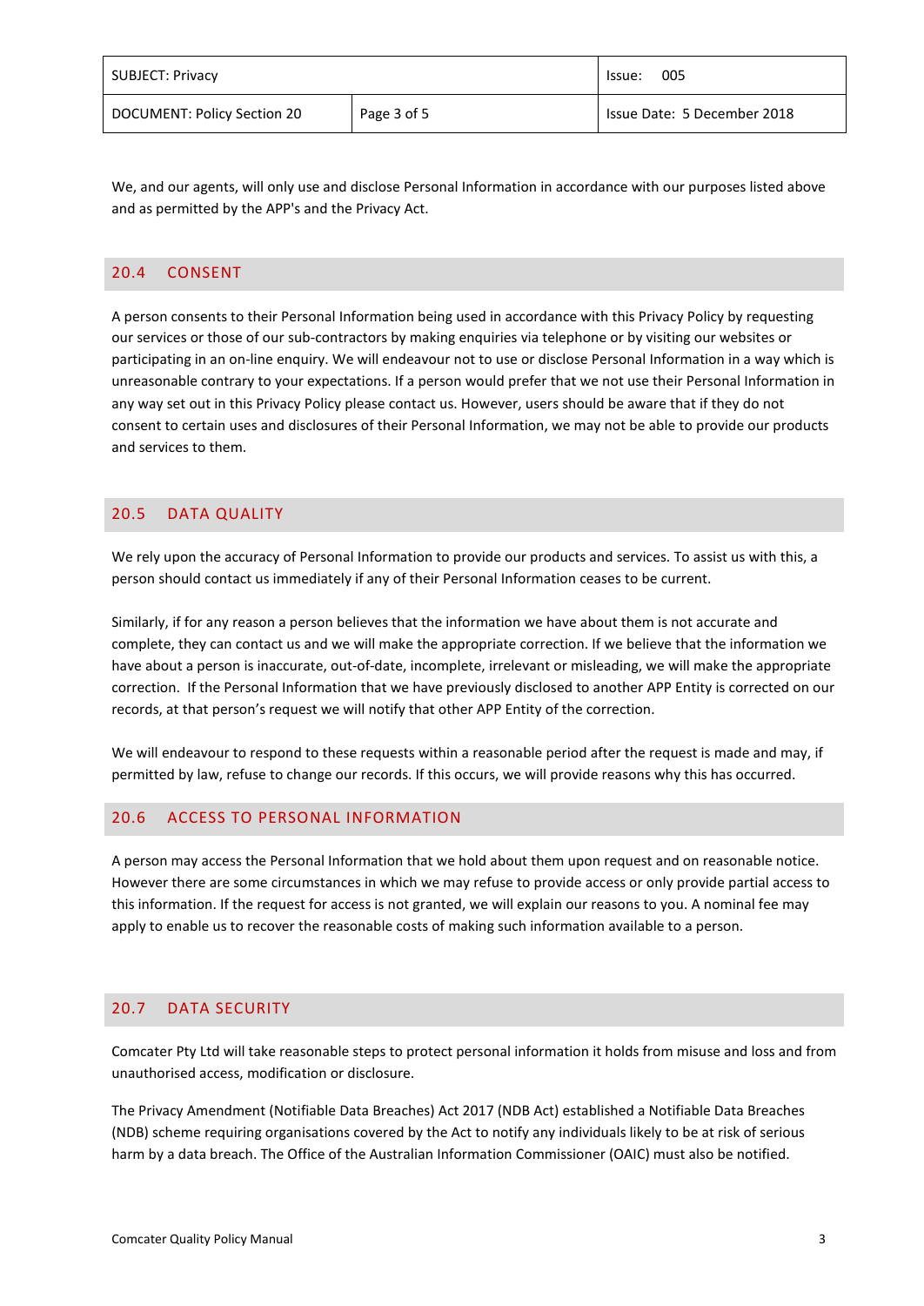We, and our agents, will only use and disclose Personal Information in accordance with our purposes listed above and as permitted by the APP's and the Privacy Act.

## 20.4 CONSENT

A person consents to their Personal Information being used in accordance with this Privacy Policy by requesting our services or those of our sub-contractors by making enquiries via telephone or by visiting our websites or participating in an on-line enquiry. We will endeavour not to use or disclose Personal Information in a way which is unreasonable contrary to your expectations. If a person would prefer that we not use their Personal Information in any way set out in this Privacy Policy please contact us. However, users should be aware that if they do not consent to certain uses and disclosures of their Personal Information, we may not be able to provide our products and services to them.

## 20.5 DATA QUALITY

We rely upon the accuracy of Personal Information to provide our products and services. To assist us with this, a person should contact us immediately if any of their Personal Information ceases to be current.

Similarly, if for any reason a person believes that the information we have about them is not accurate and complete, they can contact us and we will make the appropriate correction. If we believe that the information we have about a person is inaccurate, out-of-date, incomplete, irrelevant or misleading, we will make the appropriate correction. If the Personal Information that we have previously disclosed to another APP Entity is corrected on our records, at that person's request we will notify that other APP Entity of the correction.

We will endeavour to respond to these requests within a reasonable period after the request is made and may, if permitted by law, refuse to change our records. If this occurs, we will provide reasons why this has occurred.

## 20.6 ACCESS TO PERSONAL INFORMATION

A person may access the Personal Information that we hold about them upon request and on reasonable notice. However there are some circumstances in which we may refuse to provide access or only provide partial access to this information. If the request for access is not granted, we will explain our reasons to you. A nominal fee may apply to enable us to recover the reasonable costs of making such information available to a person.

## 20.7 DATA SECURITY

Comcater Pty Ltd will take reasonable steps to protect personal information it holds from misuse and loss and from unauthorised access, modification or disclosure.

The Privacy Amendment (Notifiable Data Breaches) Act 2017 (NDB Act) established a Notifiable Data Breaches (NDB) scheme requiring organisations covered by the Act to notify any individuals likely to be at risk of serious harm by a data breach. The Office of the Australian Information Commissioner (OAIC) must also be notified.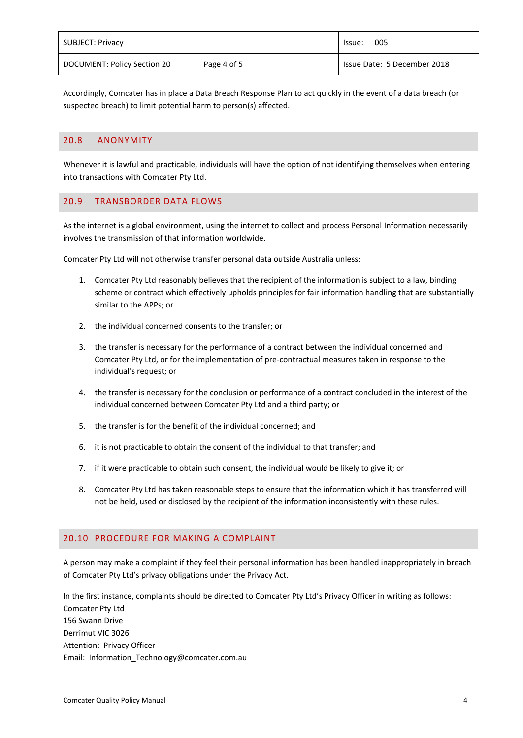Accordingly, Comcater has in place a Data Breach Response Plan to act quickly in the event of a data breach (or suspected breach) to limit potential harm to person(s) affected.

## 20.8 ANONYMITY

Whenever it is lawful and practicable, individuals will have the option of not identifying themselves when entering into transactions with Comcater Pty Ltd.

## 20.9 TRANSBORDER DATA FLOWS

As the internet is a global environment, using the internet to collect and process Personal Information necessarily involves the transmission of that information worldwide.

Comcater Pty Ltd will not otherwise transfer personal data outside Australia unless:

1. Comcater Pty Ltd reasonably believes that the recipient of the information is subject to a law, binding scheme or contract which effectively upholds principles for fair information handling that are substantially similar to the APPs; or
2. the individual concerned consents to the transfer; or
3. the transfer is necessary for the performance of a contract between the individual concerned and Comcater Pty Ltd, or for the implementation of pre-contractual measures taken in response to the individual's request; or
4. the transfer is necessary for the conclusion or performance of a contract concluded in the interest of the individual concerned between Comcater Pty Ltd and a third party; or
5. the transfer is for the benefit of the individual concerned; and
6. it is not practicable to obtain the consent of the individual to that transfer; and
7. if it were practicable to obtain such consent, the individual would be likely to give it; or
8. Comcater Pty Ltd has taken reasonable steps to ensure that the information which it has transferred will not be held, used or disclosed by the recipient of the information inconsistently with these rules.

## 20.10 PROCEDURE FOR MAKING A COMPLAINT

A person may make a complaint if they feel their personal information has been handled inappropriately in breach of Comcater Pty Ltd's privacy obligations under the Privacy Act.

In the first instance, complaints should be directed to Comcater Pty Ltd's Privacy Officer in writing as follows:
Comcater Pty Ltd
156 Swann Drive
Derrimut VIC 3026
Attention: Privacy Officer
Email: Information_Technology@comcater.com.au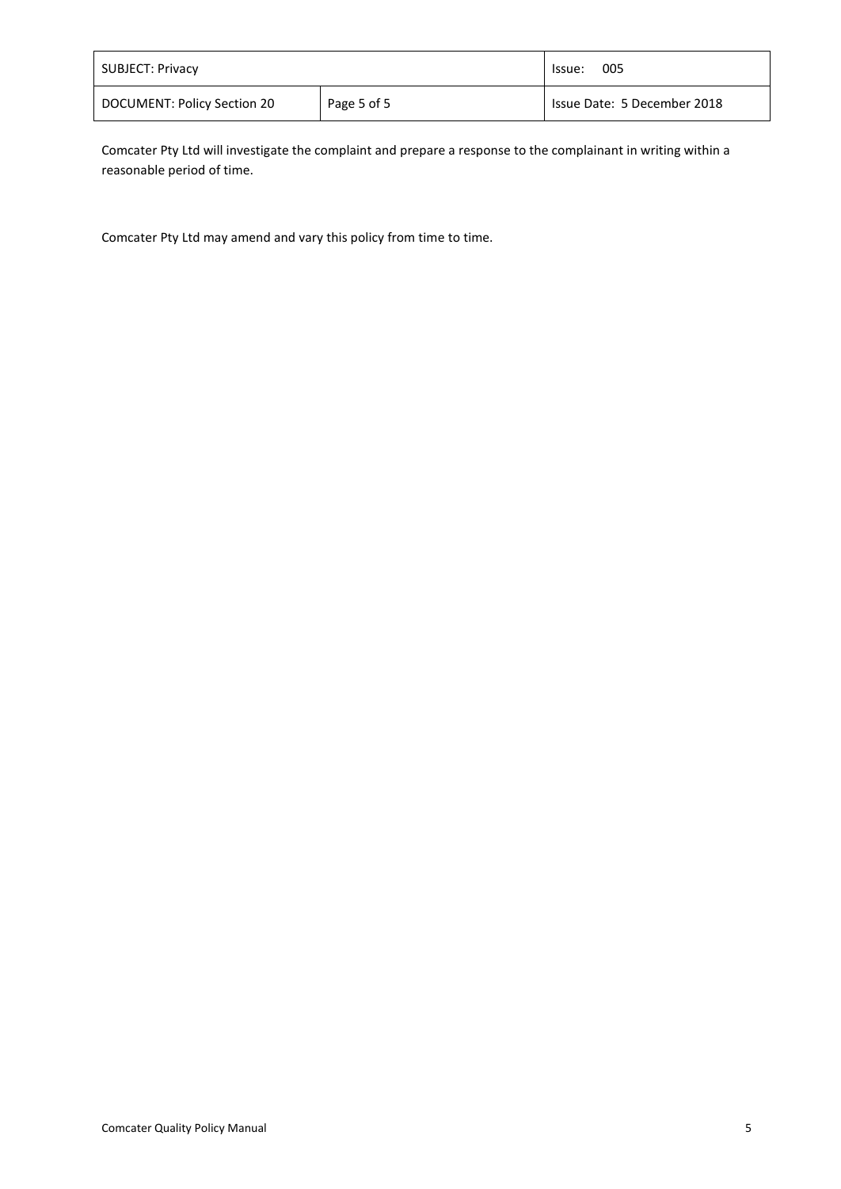Comcater Pty Ltd will investigate the complaint and prepare a response to the complainant in writing within a reasonable period of time.

Comcater Pty Ltd may amend and vary this policy from time to time.